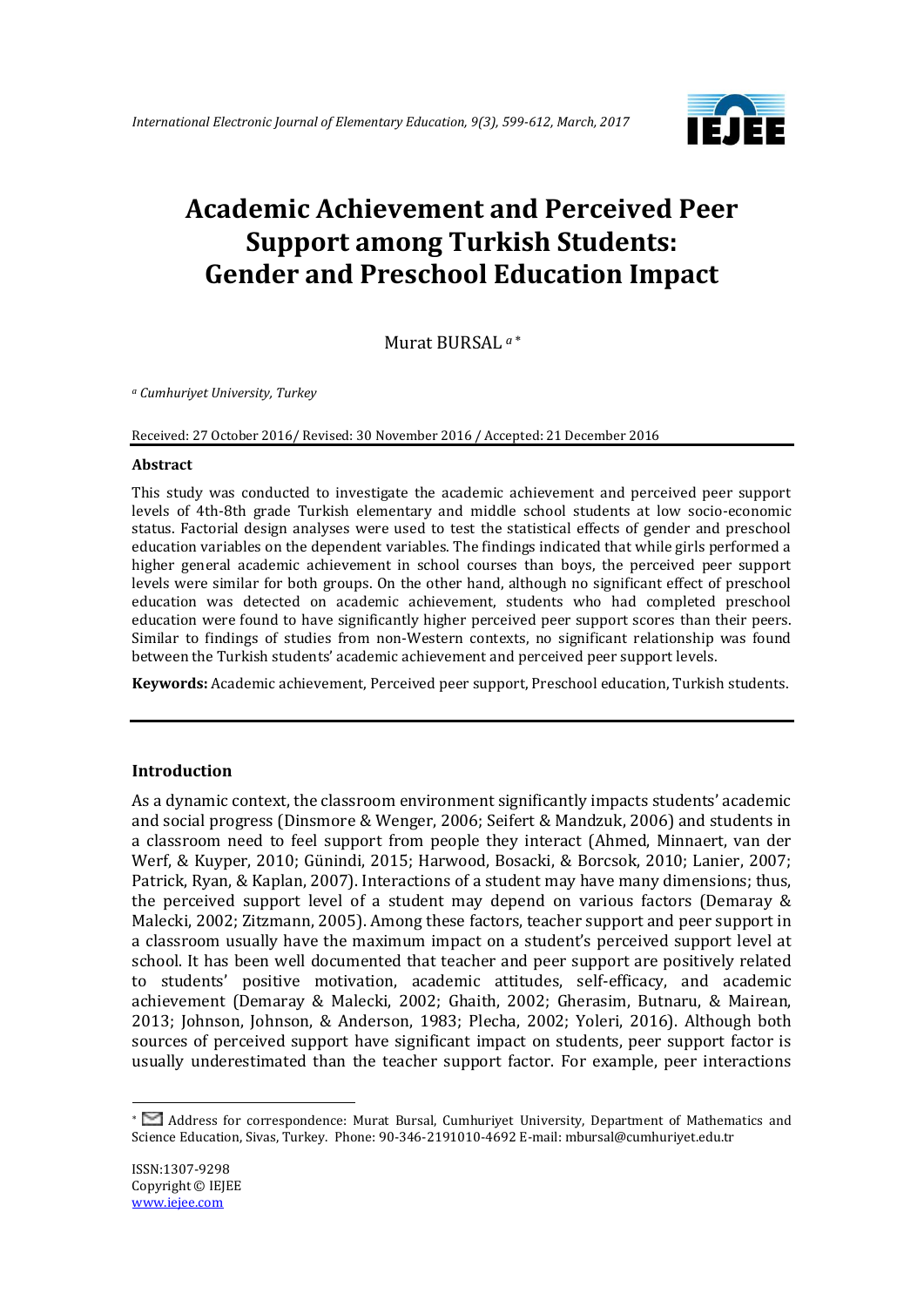# Academic Achievement and Perceived Peer Support among Turkish Students: Gender and Preschool Education Impact

Murat BURSAL [a] *

[a] *Cumhuriyet University, Turkey*

Received: 27 October 2016/ Revised: 30 November 2016 / Accepted: 21 December 2016

### Abstract

This study was conducted to investigate the academic achievement and perceived peer support levels of 4th-8th grade Turkish elementary and middle school students at low socio-economic status. Factorial design analyses were used to test the statistical effects of gender and preschool education variables on the dependent variables. The findings indicated that while girls performed a higher general academic achievement in school courses than boys, the perceived peer support levels were similar for both groups. On the other hand, although no significant effect of preschool education was detected on academic achievement, students who had completed preschool education were found to have significantly higher perceived peer support scores than their peers. Similar to findings of studies from non-Western contexts, no significant relationship was found between the Turkish students' academic achievement and perceived peer support levels.

**Keywords:** Academic achievement, Perceived peer support, Preschool education, Turkish students.

## Introduction

As a dynamic context, the classroom environment significantly impacts students' academic and social progress (Dinsmore & Wenger, 2006; Seifert & Mandzuk, 2006) and students in a classroom need to feel support from people they interact (Ahmed, Minnaert, van der Werf, & Kuyper, 2010; Günindi, 2015; Harwood, Bosacki, & Borcsok, 2010; Lanier, 2007; Patrick, Ryan, & Kaplan, 2007). Interactions of a student may have many dimensions; thus, the perceived support level of a student may depend on various factors (Demaray & Malecki, 2002; Zitzmann, 2005). Among these factors, teacher support and peer support in a classroom usually have the maximum impact on a student's perceived support level at school. It has been well documented that teacher and peer support are positively related to students' positive motivation, academic attitudes, self-efficacy, and academic achievement (Demaray & Malecki, 2002; Ghaith, 2002; Gherasim, Butnaru, & Mairean, 2013; Johnson, Johnson, & Anderson, 1983; Plecha, 2002; Yoleri, 2016). Although both sources of perceived support have significant impact on students, peer support factor is usually underestimated than the teacher support factor. For example, peer interactions

* Address for correspondence: Murat Bursal, Cumhuriyet University, Department of Mathematics and Science Education, Sivas, Turkey. Phone: 90-346-2191010-4692 E-mail: mbursal@cumhuriyet.edu.tr

ISSN:1307-9298
Copyright © IEJEE
www.iejee.com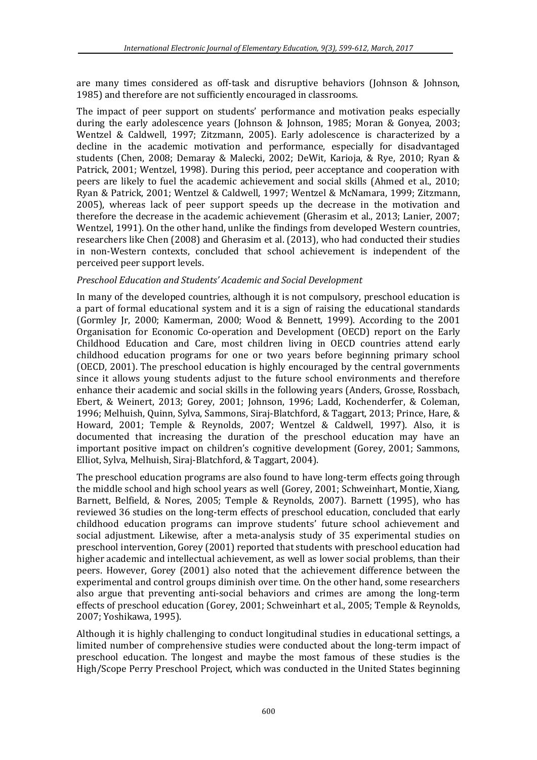are many times considered as off-task and disruptive behaviors (Johnson & Johnson, 1985) and therefore are not sufficiently encouraged in classrooms.

The impact of peer support on students' performance and motivation peaks especially during the early adolescence years (Johnson & Johnson, 1985; Moran & Gonyea, 2003; Wentzel & Caldwell, 1997; Zitzmann, 2005). Early adolescence is characterized by a decline in the academic motivation and performance, especially for disadvantaged students (Chen, 2008; Demaray & Malecki, 2002; DeWit, Karioja, & Rye, 2010; Ryan & Patrick, 2001; Wentzel, 1998). During this period, peer acceptance and cooperation with peers are likely to fuel the academic achievement and social skills (Ahmed et al., 2010; Ryan & Patrick, 2001; Wentzel & Caldwell, 1997; Wentzel & McNamara, 1999; Zitzmann, 2005), whereas lack of peer support speeds up the decrease in the motivation and therefore the decrease in the academic achievement (Gherasim et al., 2013; Lanier, 2007; Wentzel, 1991). On the other hand, unlike the findings from developed Western countries, researchers like Chen (2008) and Gherasim et al. (2013), who had conducted their studies in non-Western contexts, concluded that school achievement is independent of the perceived peer support levels.

*Preschool Education and Students' Academic and Social Development*

In many of the developed countries, although it is not compulsory, preschool education is a part of formal educational system and it is a sign of raising the educational standards (Gormley Jr, 2000; Kamerman, 2000; Wood & Bennett, 1999). According to the 2001 Organisation for Economic Co-operation and Development (OECD) report on the Early Childhood Education and Care, most children living in OECD countries attend early childhood education programs for one or two years before beginning primary school (OECD, 2001). The preschool education is highly encouraged by the central governments since it allows young students adjust to the future school environments and therefore enhance their academic and social skills in the following years (Anders, Grosse, Rossbach, Ebert, & Weinert, 2013; Gorey, 2001; Johnson, 1996; Ladd, Kochenderfer, & Coleman, 1996; Melhuish, Quinn, Sylva, Sammons, Siraj-Blatchford, & Taggart, 2013; Prince, Hare, & Howard, 2001; Temple & Reynolds, 2007; Wentzel & Caldwell, 1997). Also, it is documented that increasing the duration of the preschool education may have an important positive impact on children's cognitive development (Gorey, 2001; Sammons, Elliot, Sylva, Melhuish, Siraj-Blatchford, & Taggart, 2004).

The preschool education programs are also found to have long-term effects going through the middle school and high school years as well (Gorey, 2001; Schweinhart, Montie, Xiang, Barnett, Belfield, & Nores, 2005; Temple & Reynolds, 2007). Barnett (1995), who has reviewed 36 studies on the long-term effects of preschool education, concluded that early childhood education programs can improve students' future school achievement and social adjustment. Likewise, after a meta-analysis study of 35 experimental studies on preschool intervention, Gorey (2001) reported that students with preschool education had higher academic and intellectual achievement, as well as lower social problems, than their peers. However, Gorey (2001) also noted that the achievement difference between the experimental and control groups diminish over time. On the other hand, some researchers also argue that preventing anti-social behaviors and crimes are among the long-term effects of preschool education (Gorey, 2001; Schweinhart et al., 2005; Temple & Reynolds, 2007; Yoshikawa, 1995).

Although it is highly challenging to conduct longitudinal studies in educational settings, a limited number of comprehensive studies were conducted about the long-term impact of preschool education. The longest and maybe the most famous of these studies is the High/Scope Perry Preschool Project, which was conducted in the United States beginning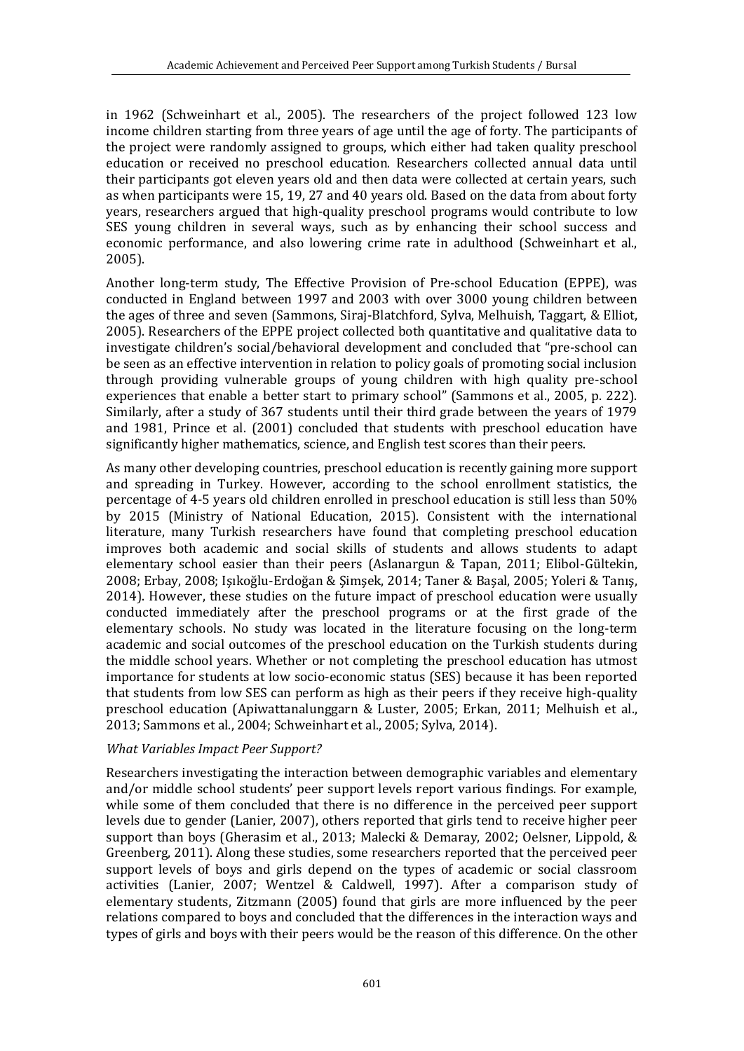in 1962 (Schweinhart et al., 2005). The researchers of the project followed 123 low income children starting from three years of age until the age of forty. The participants of the project were randomly assigned to groups, which either had taken quality preschool education or received no preschool education. Researchers collected annual data until their participants got eleven years old and then data were collected at certain years, such as when participants were 15, 19, 27 and 40 years old. Based on the data from about forty years, researchers argued that high-quality preschool programs would contribute to low SES young children in several ways, such as by enhancing their school success and economic performance, and also lowering crime rate in adulthood (Schweinhart et al., 2005).

Another long-term study, The Effective Provision of Pre-school Education (EPPE), was conducted in England between 1997 and 2003 with over 3000 young children between the ages of three and seven (Sammons, Siraj-Blatchford, Sylva, Melhuish, Taggart, & Elliot, 2005). Researchers of the EPPE project collected both quantitative and qualitative data to investigate children's social/behavioral development and concluded that "pre-school can be seen as an effective intervention in relation to policy goals of promoting social inclusion through providing vulnerable groups of young children with high quality pre-school experiences that enable a better start to primary school" (Sammons et al., 2005, p. 222). Similarly, after a study of 367 students until their third grade between the years of 1979 and 1981, Prince et al. (2001) concluded that students with preschool education have significantly higher mathematics, science, and English test scores than their peers.

As many other developing countries, preschool education is recently gaining more support and spreading in Turkey. However, according to the school enrollment statistics, the percentage of 4-5 years old children enrolled in preschool education is still less than 50% by 2015 (Ministry of National Education, 2015). Consistent with the international literature, many Turkish researchers have found that completing preschool education improves both academic and social skills of students and allows students to adapt elementary school easier than their peers (Aslanargun & Tapan, 2011; Elibol-Gültekin, 2008; Erbay, 2008; Işıkoğlu-Erdoğan & Şimşek, 2014; Taner & Başal, 2005; Yoleri & Tanış, 2014). However, these studies on the future impact of preschool education were usually conducted immediately after the preschool programs or at the first grade of the elementary schools. No study was located in the literature focusing on the long-term academic and social outcomes of the preschool education on the Turkish students during the middle school years. Whether or not completing the preschool education has utmost importance for students at low socio-economic status (SES) because it has been reported that students from low SES can perform as high as their peers if they receive high-quality preschool education (Apiwattanalunggarn & Luster, 2005; Erkan, 2011; Melhuish et al., 2013; Sammons et al., 2004; Schweinhart et al., 2005; Sylva, 2014).

### *What Variables Impact Peer Support?*

Researchers investigating the interaction between demographic variables and elementary and/or middle school students' peer support levels report various findings. For example, while some of them concluded that there is no difference in the perceived peer support levels due to gender (Lanier, 2007), others reported that girls tend to receive higher peer support than boys (Gherasim et al., 2013; Malecki & Demaray, 2002; Oelsner, Lippold, & Greenberg, 2011). Along these studies, some researchers reported that the perceived peer support levels of boys and girls depend on the types of academic or social classroom activities (Lanier, 2007; Wentzel & Caldwell, 1997). After a comparison study of elementary students, Zitzmann (2005) found that girls are more influenced by the peer relations compared to boys and concluded that the differences in the interaction ways and types of girls and boys with their peers would be the reason of this difference. On the other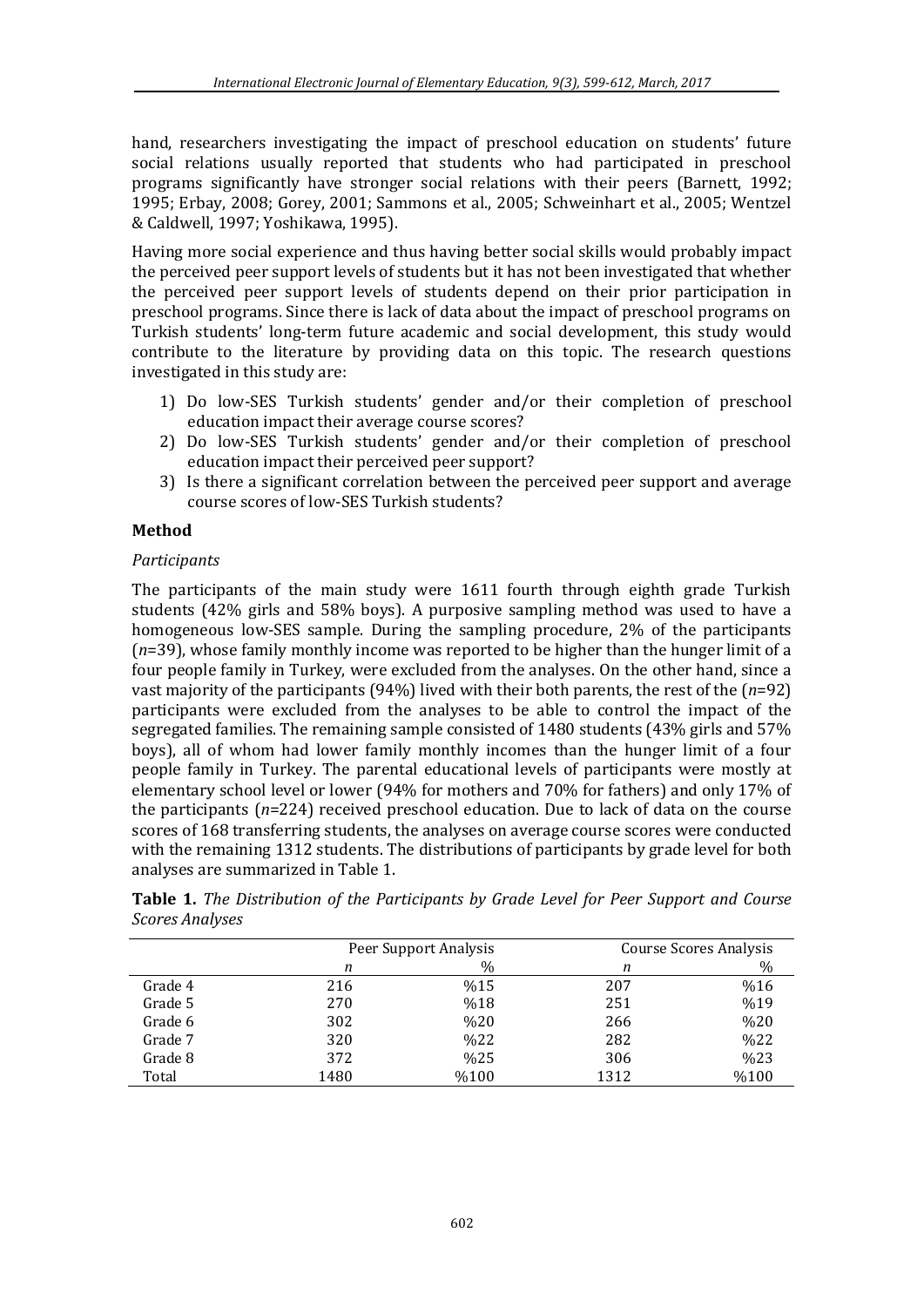hand, researchers investigating the impact of preschool education on students' future social relations usually reported that students who had participated in preschool programs significantly have stronger social relations with their peers (Barnett, 1992; 1995; Erbay, 2008; Gorey, 2001; Sammons et al., 2005; Schweinhart et al., 2005; Wentzel & Caldwell, 1997; Yoshikawa, 1995).

Having more social experience and thus having better social skills would probably impact the perceived peer support levels of students but it has not been investigated that whether the perceived peer support levels of students depend on their prior participation in preschool programs. Since there is lack of data about the impact of preschool programs on Turkish students' long-term future academic and social development, this study would contribute to the literature by providing data on this topic. The research questions investigated in this study are:

1) Do low-SES Turkish students' gender and/or their completion of preschool education impact their average course scores?
2) Do low-SES Turkish students' gender and/or their completion of preschool education impact their perceived peer support?
3) Is there a significant correlation between the perceived peer support and average course scores of low-SES Turkish students?

## Method

### *Participants*

The participants of the main study were 1611 fourth through eighth grade Turkish students (42% girls and 58% boys). A purposive sampling method was used to have a homogeneous low-SES sample. During the sampling procedure, 2% of the participants (*n*=39), whose family monthly income was reported to be higher than the hunger limit of a four people family in Turkey, were excluded from the analyses. On the other hand, since a vast majority of the participants (94%) lived with their both parents, the rest of the (*n*=92) participants were excluded from the analyses to be able to control the impact of the segregated families. The remaining sample consisted of 1480 students (43% girls and 57% boys), all of whom had lower family monthly incomes than the hunger limit of a four people family in Turkey. The parental educational levels of participants were mostly at elementary school level or lower (94% for mothers and 70% for fathers) and only 17% of the participants (*n*=224) received preschool education. Due to lack of data on the course scores of 168 transferring students, the analyses on average course scores were conducted with the remaining 1312 students. The distributions of participants by grade level for both analyses are summarized in Table 1.

**Table 1.** *The Distribution of the Participants by Grade Level for Peer Support and Course Scores Analyses*

| | Peer Support Analysis | | Course Scores Analysis | |
|---|---|---|---|---|
| | *n* | % | *n* | % |
| Grade 4 | 216 | %15 | 207 | %16 |
| Grade 5 | 270 | %18 | 251 | %19 |
| Grade 6 | 302 | %20 | 266 | %20 |
| Grade 7 | 320 | %22 | 282 | %22 |
| Grade 8 | 372 | %25 | 306 | %23 |
| Total | 1480 | %100 | 1312 | %100 |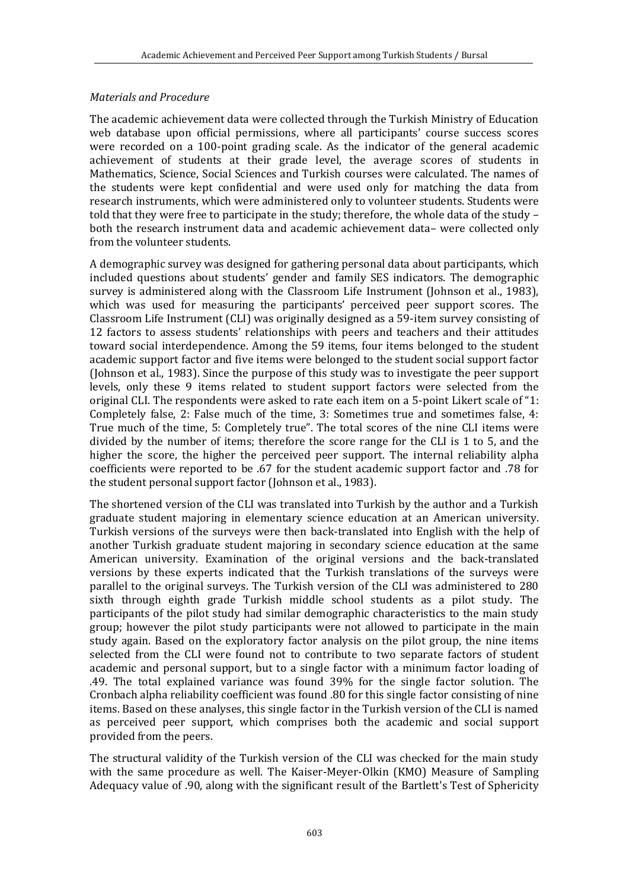*Materials and Procedure*

The academic achievement data were collected through the Turkish Ministry of Education web database upon official permissions, where all participants' course success scores were recorded on a 100-point grading scale. As the indicator of the general academic achievement of students at their grade level, the average scores of students in Mathematics, Science, Social Sciences and Turkish courses were calculated. The names of the students were kept confidential and were used only for matching the data from research instruments, which were administered only to volunteer students. Students were told that they were free to participate in the study; therefore, the whole data of the study – both the research instrument data and academic achievement data– were collected only from the volunteer students.

A demographic survey was designed for gathering personal data about participants, which included questions about students' gender and family SES indicators. The demographic survey is administered along with the Classroom Life Instrument (Johnson et al., 1983), which was used for measuring the participants' perceived peer support scores. The Classroom Life Instrument (CLI) was originally designed as a 59-item survey consisting of 12 factors to assess students' relationships with peers and teachers and their attitudes toward social interdependence. Among the 59 items, four items belonged to the student academic support factor and five items were belonged to the student social support factor (Johnson et al., 1983). Since the purpose of this study was to investigate the peer support levels, only these 9 items related to student support factors were selected from the original CLI. The respondents were asked to rate each item on a 5-point Likert scale of "1: Completely false, 2: False much of the time, 3: Sometimes true and sometimes false, 4: True much of the time, 5: Completely true". The total scores of the nine CLI items were divided by the number of items; therefore the score range for the CLI is 1 to 5, and the higher the score, the higher the perceived peer support. The internal reliability alpha coefficients were reported to be .67 for the student academic support factor and .78 for the student personal support factor (Johnson et al., 1983).

The shortened version of the CLI was translated into Turkish by the author and a Turkish graduate student majoring in elementary science education at an American university. Turkish versions of the surveys were then back-translated into English with the help of another Turkish graduate student majoring in secondary science education at the same American university. Examination of the original versions and the back-translated versions by these experts indicated that the Turkish translations of the surveys were parallel to the original surveys. The Turkish version of the CLI was administered to 280 sixth through eighth grade Turkish middle school students as a pilot study. The participants of the pilot study had similar demographic characteristics to the main study group; however the pilot study participants were not allowed to participate in the main study again. Based on the exploratory factor analysis on the pilot group, the nine items selected from the CLI were found not to contribute to two separate factors of student academic and personal support, but to a single factor with a minimum factor loading of .49. The total explained variance was found 39% for the single factor solution. The Cronbach alpha reliability coefficient was found .80 for this single factor consisting of nine items. Based on these analyses, this single factor in the Turkish version of the CLI is named as perceived peer support, which comprises both the academic and social support provided from the peers.

The structural validity of the Turkish version of the CLI was checked for the main study with the same procedure as well. The Kaiser-Meyer-Olkin (KMO) Measure of Sampling Adequacy value of .90, along with the significant result of the Bartlett's Test of Sphericity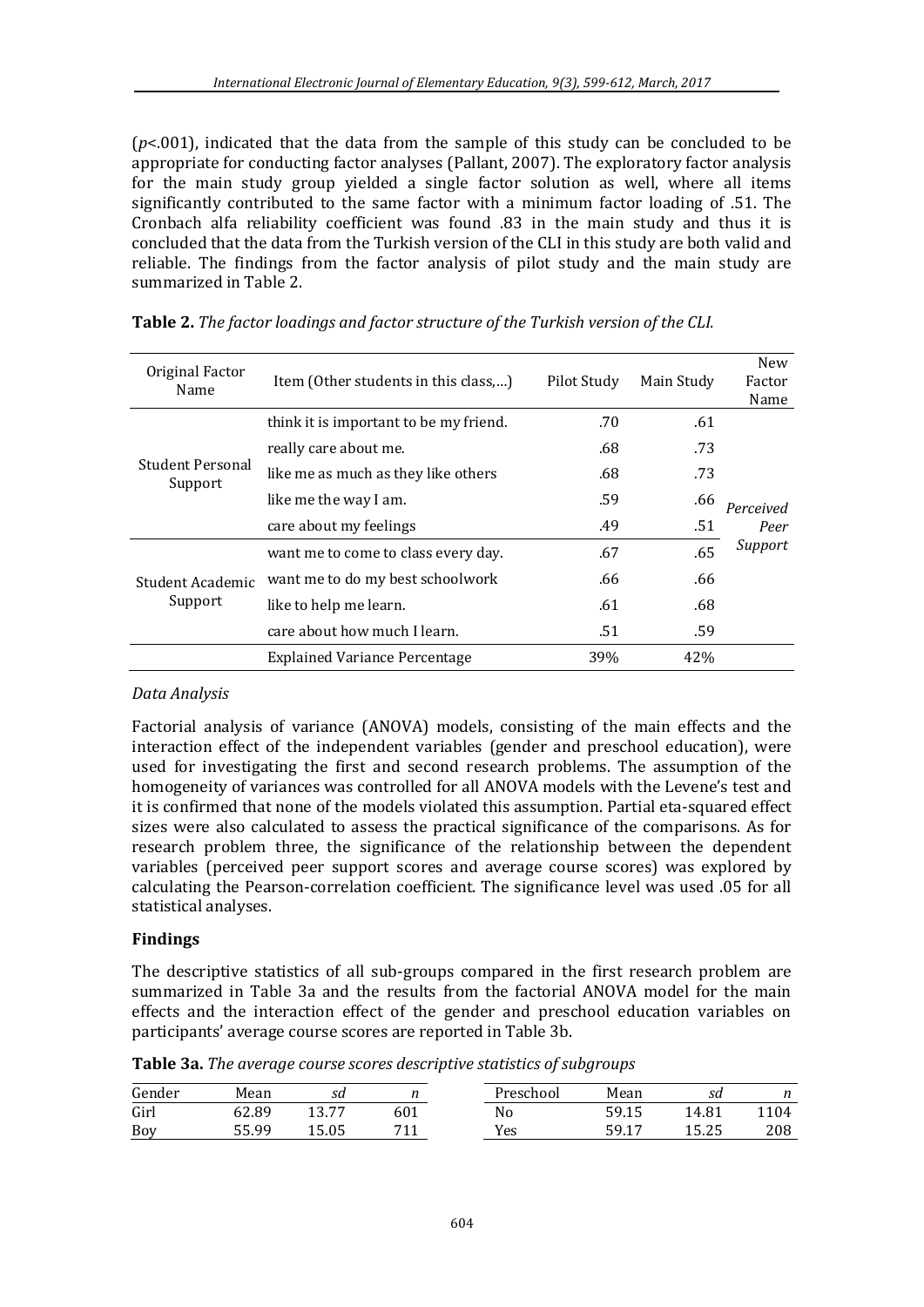($p$<.001), indicated that the data from the sample of this study can be concluded to be appropriate for conducting factor analyses (Pallant, 2007). The exploratory factor analysis for the main study group yielded a single factor solution as well, where all items significantly contributed to the same factor with a minimum factor loading of .51. The Cronbach alfa reliability coefficient was found .83 in the main study and thus it is concluded that the data from the Turkish version of the CLI in this study are both valid and reliable. The findings from the factor analysis of pilot study and the main study are summarized in Table 2.

**Table 2.** *The factor loadings and factor structure of the Turkish version of the CLI.*

| Original Factor Name | Item (Other students in this class,…) | Pilot Study | Main Study | New Factor Name |
|---|---|---|---|---|
| Student Personal Support | think it is important to be my friend. | .70 | .61 | *Perceived Peer Support* |
| | really care about me. | .68 | .73 | |
| | like me as much as they like others | .68 | .73 | |
| | like me the way I am. | .59 | .66 | |
| | care about my feelings | .49 | .51 | |
| Student Academic Support | want me to come to class every day. | .67 | .65 | |
| | want me to do my best schoolwork | .66 | .66 | |
| | like to help me learn. | .61 | .68 | |
| | care about how much I learn. | .51 | .59 | |
| | Explained Variance Percentage | 39% | 42% | |

*Data Analysis*

Factorial analysis of variance (ANOVA) models, consisting of the main effects and the interaction effect of the independent variables (gender and preschool education), were used for investigating the first and second research problems. The assumption of the homogeneity of variances was controlled for all ANOVA models with the Levene's test and it is confirmed that none of the models violated this assumption. Partial eta-squared effect sizes were also calculated to assess the practical significance of the comparisons. As for research problem three, the significance of the relationship between the dependent variables (perceived peer support scores and average course scores) was explored by calculating the Pearson-correlation coefficient. The significance level was used .05 for all statistical analyses.

## Findings

The descriptive statistics of all sub-groups compared in the first research problem are summarized in Table 3a and the results from the factorial ANOVA model for the main effects and the interaction effect of the gender and preschool education variables on participants' average course scores are reported in Table 3b.

**Table 3a.** *The average course scores descriptive statistics of subgroups*

| Gender | Mean | *sd* | *n* | Preschool | Mean | *sd* | *n* |
|---|---|---|---|---|---|---|---|
| Girl | 62.89 | 13.77 | 601 | No | 59.15 | 14.81 | 1104 |
| Boy | 55.99 | 15.05 | 711 | Yes | 59.17 | 15.25 | 208 |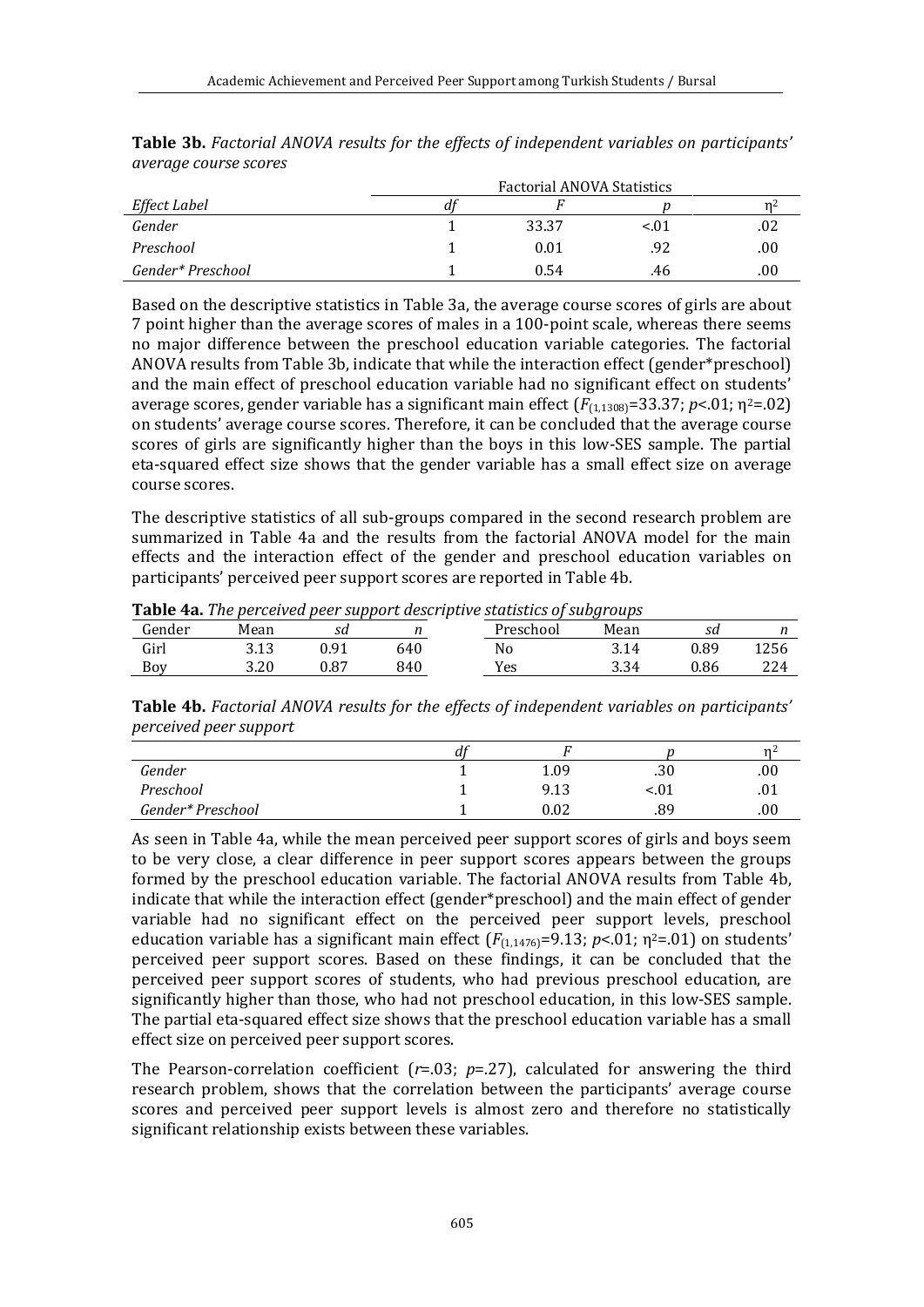**Table 3b.** *Factorial ANOVA results for the effects of independent variables on participants' average course scores*

| | Factorial ANOVA Statistics | | | |
|---|---|---|---|---|
| *Effect Label* | *df* | *F* | *p* | $\eta^2$ |
| *Gender* | 1 | 33.37 | <.01 | .02 |
| *Preschool* | 1 | 0.01 | .92 | .00 |
| *Gender* Preschool* | 1 | 0.54 | .46 | .00 |

Based on the descriptive statistics in Table 3a, the average course scores of girls are about 7 point higher than the average scores of males in a 100-point scale, whereas there seems no major difference between the preschool education variable categories. The factorial ANOVA results from Table 3b, indicate that while the interaction effect (gender*preschool) and the main effect of preschool education variable had no significant effect on students' average scores, gender variable has a significant main effect ($F_{(1,1308)}$=33.37; $p$<.01; $\eta^2$=.02) on students' average course scores. Therefore, it can be concluded that the average course scores of girls are significantly higher than the boys in this low-SES sample. The partial eta-squared effect size shows that the gender variable has a small effect size on average course scores.

The descriptive statistics of all sub-groups compared in the second research problem are summarized in Table 4a and the results from the factorial ANOVA model for the main effects and the interaction effect of the gender and preschool education variables on participants' perceived peer support scores are reported in Table 4b.

**Table 4a.** *The perceived peer support descriptive statistics of subgroups*

| Gender | Mean | *sd* | *n* | Preschool | Mean | *sd* | *n* |
|---|---|---|---|---|---|---|---|
| Girl | 3.13 | 0.91 | 640 | No | 3.14 | 0.89 | 1256 |
| Boy | 3.20 | 0.87 | 840 | Yes | 3.34 | 0.86 | 224 |

**Table 4b.** *Factorial ANOVA results for the effects of independent variables on participants' perceived peer support*

| | *df* | *F* | *p* | $\eta^2$ |
|---|---|---|---|---|
| *Gender* | 1 | 1.09 | .30 | .00 |
| *Preschool* | 1 | 9.13 | <.01 | .01 |
| *Gender* Preschool* | 1 | 0.02 | .89 | .00 |

As seen in Table 4a, while the mean perceived peer support scores of girls and boys seem to be very close, a clear difference in peer support scores appears between the groups formed by the preschool education variable. The factorial ANOVA results from Table 4b, indicate that while the interaction effect (gender*preschool) and the main effect of gender variable had no significant effect on the perceived peer support levels, preschool education variable has a significant main effect ($F_{(1,1476)}$=9.13; $p$<.01; $\eta^2$=.01) on students' perceived peer support scores. Based on these findings, it can be concluded that the perceived peer support scores of students, who had previous preschool education, are significantly higher than those, who had not preschool education, in this low-SES sample. The partial eta-squared effect size shows that the preschool education variable has a small effect size on perceived peer support scores.

The Pearson-correlation coefficient ($r$=.03; $p$=.27), calculated for answering the third research problem, shows that the correlation between the participants' average course scores and perceived peer support levels is almost zero and therefore no statistically significant relationship exists between these variables.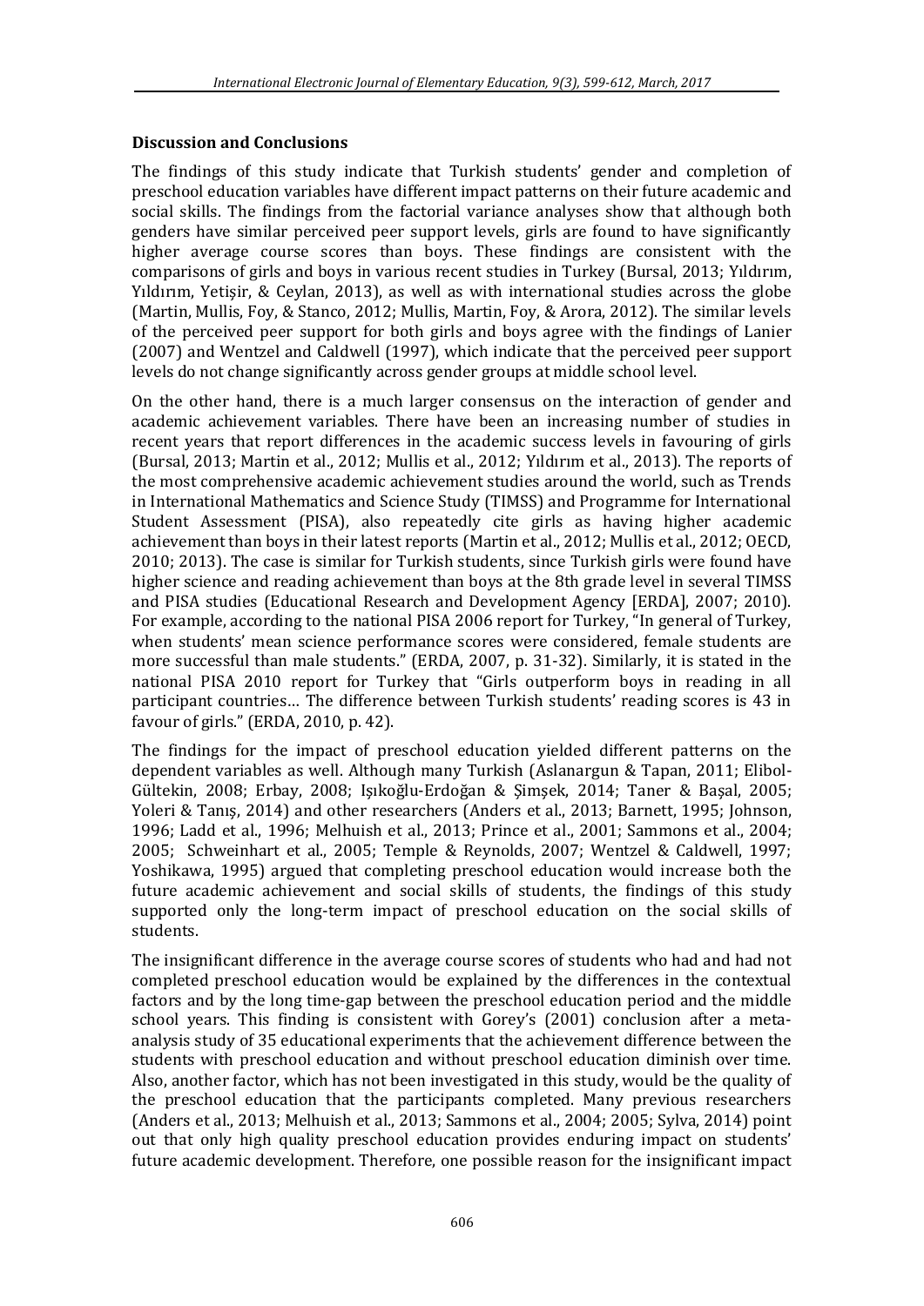## Discussion and Conclusions

The findings of this study indicate that Turkish students' gender and completion of preschool education variables have different impact patterns on their future academic and social skills. The findings from the factorial variance analyses show that although both genders have similar perceived peer support levels, girls are found to have significantly higher average course scores than boys. These findings are consistent with the comparisons of girls and boys in various recent studies in Turkey (Bursal, 2013; Yıldırım, Yıldırım, Yetişir, & Ceylan, 2013), as well as with international studies across the globe (Martin, Mullis, Foy, & Stanco, 2012; Mullis, Martin, Foy, & Arora, 2012). The similar levels of the perceived peer support for both girls and boys agree with the findings of Lanier (2007) and Wentzel and Caldwell (1997), which indicate that the perceived peer support levels do not change significantly across gender groups at middle school level.

On the other hand, there is a much larger consensus on the interaction of gender and academic achievement variables. There have been an increasing number of studies in recent years that report differences in the academic success levels in favouring of girls (Bursal, 2013; Martin et al., 2012; Mullis et al., 2012; Yıldırım et al., 2013). The reports of the most comprehensive academic achievement studies around the world, such as Trends in International Mathematics and Science Study (TIMSS) and Programme for International Student Assessment (PISA), also repeatedly cite girls as having higher academic achievement than boys in their latest reports (Martin et al., 2012; Mullis et al., 2012; OECD, 2010; 2013). The case is similar for Turkish students, since Turkish girls were found have higher science and reading achievement than boys at the 8th grade level in several TIMSS and PISA studies (Educational Research and Development Agency [ERDA], 2007; 2010). For example, according to the national PISA 2006 report for Turkey, "In general of Turkey, when students' mean science performance scores were considered, female students are more successful than male students." (ERDA, 2007, p. 31-32). Similarly, it is stated in the national PISA 2010 report for Turkey that "Girls outperform boys in reading in all participant countries… The difference between Turkish students' reading scores is 43 in favour of girls." (ERDA, 2010, p. 42).

The findings for the impact of preschool education yielded different patterns on the dependent variables as well. Although many Turkish (Aslanargun & Tapan, 2011; Elibol-Gültekin, 2008; Erbay, 2008; Işıkoğlu-Erdoğan & Şimşek, 2014; Taner & Başal, 2005; Yoleri & Tanış, 2014) and other researchers (Anders et al., 2013; Barnett, 1995; Johnson, 1996; Ladd et al., 1996; Melhuish et al., 2013; Prince et al., 2001; Sammons et al., 2004; 2005; Schweinhart et al., 2005; Temple & Reynolds, 2007; Wentzel & Caldwell, 1997; Yoshikawa, 1995) argued that completing preschool education would increase both the future academic achievement and social skills of students, the findings of this study supported only the long-term impact of preschool education on the social skills of students.

The insignificant difference in the average course scores of students who had and had not completed preschool education would be explained by the differences in the contextual factors and by the long time-gap between the preschool education period and the middle school years. This finding is consistent with Gorey's (2001) conclusion after a meta-analysis study of 35 educational experiments that the achievement difference between the students with preschool education and without preschool education diminish over time. Also, another factor, which has not been investigated in this study, would be the quality of the preschool education that the participants completed. Many previous researchers (Anders et al., 2013; Melhuish et al., 2013; Sammons et al., 2004; 2005; Sylva, 2014) point out that only high quality preschool education provides enduring impact on students' future academic development. Therefore, one possible reason for the insignificant impact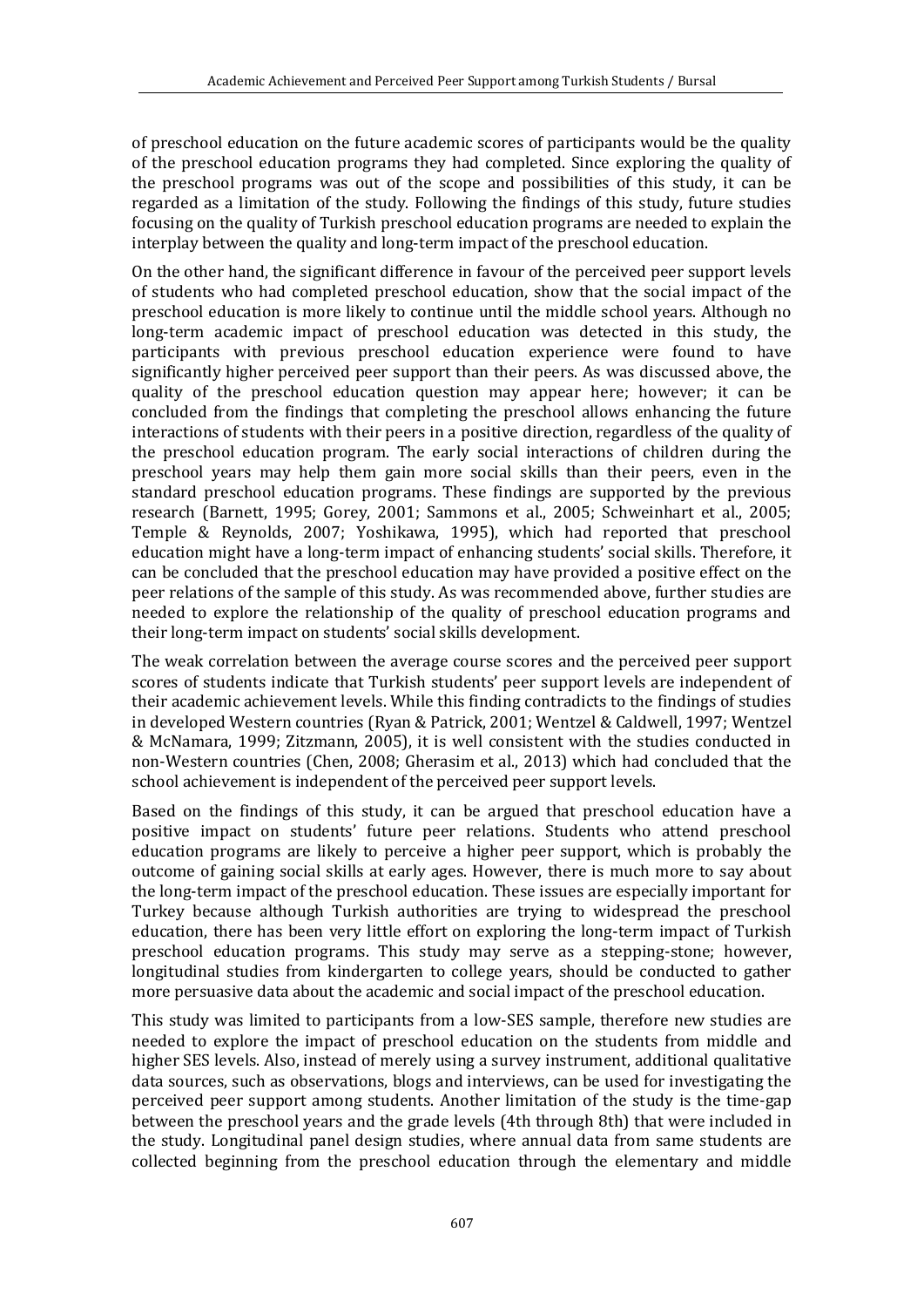of preschool education on the future academic scores of participants would be the quality of the preschool education programs they had completed. Since exploring the quality of the preschool programs was out of the scope and possibilities of this study, it can be regarded as a limitation of the study. Following the findings of this study, future studies focusing on the quality of Turkish preschool education programs are needed to explain the interplay between the quality and long-term impact of the preschool education.

On the other hand, the significant difference in favour of the perceived peer support levels of students who had completed preschool education, show that the social impact of the preschool education is more likely to continue until the middle school years. Although no long-term academic impact of preschool education was detected in this study, the participants with previous preschool education experience were found to have significantly higher perceived peer support than their peers. As was discussed above, the quality of the preschool education question may appear here; however; it can be concluded from the findings that completing the preschool allows enhancing the future interactions of students with their peers in a positive direction, regardless of the quality of the preschool education program. The early social interactions of children during the preschool years may help them gain more social skills than their peers, even in the standard preschool education programs. These findings are supported by the previous research (Barnett, 1995; Gorey, 2001; Sammons et al., 2005; Schweinhart et al., 2005; Temple & Reynolds, 2007; Yoshikawa, 1995), which had reported that preschool education might have a long-term impact of enhancing students' social skills. Therefore, it can be concluded that the preschool education may have provided a positive effect on the peer relations of the sample of this study. As was recommended above, further studies are needed to explore the relationship of the quality of preschool education programs and their long-term impact on students' social skills development.

The weak correlation between the average course scores and the perceived peer support scores of students indicate that Turkish students' peer support levels are independent of their academic achievement levels. While this finding contradicts to the findings of studies in developed Western countries (Ryan & Patrick, 2001; Wentzel & Caldwell, 1997; Wentzel & McNamara, 1999; Zitzmann, 2005), it is well consistent with the studies conducted in non-Western countries (Chen, 2008; Gherasim et al., 2013) which had concluded that the school achievement is independent of the perceived peer support levels.

Based on the findings of this study, it can be argued that preschool education have a positive impact on students' future peer relations. Students who attend preschool education programs are likely to perceive a higher peer support, which is probably the outcome of gaining social skills at early ages. However, there is much more to say about the long-term impact of the preschool education. These issues are especially important for Turkey because although Turkish authorities are trying to widespread the preschool education, there has been very little effort on exploring the long-term impact of Turkish preschool education programs. This study may serve as a stepping-stone; however, longitudinal studies from kindergarten to college years, should be conducted to gather more persuasive data about the academic and social impact of the preschool education.

This study was limited to participants from a low-SES sample, therefore new studies are needed to explore the impact of preschool education on the students from middle and higher SES levels. Also, instead of merely using a survey instrument, additional qualitative data sources, such as observations, blogs and interviews, can be used for investigating the perceived peer support among students. Another limitation of the study is the time-gap between the preschool years and the grade levels (4th through 8th) that were included in the study. Longitudinal panel design studies, where annual data from same students are collected beginning from the preschool education through the elementary and middle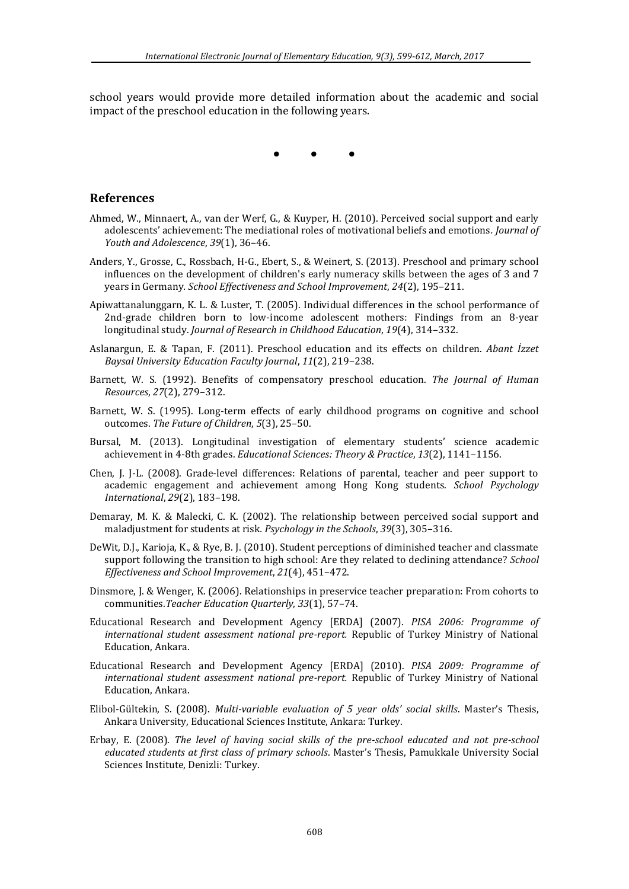school years would provide more detailed information about the academic and social impact of the preschool education in the following years.

• • •

## References

Ahmed, W., Minnaert, A., van der Werf, G., & Kuyper, H. (2010). Perceived social support and early adolescents' achievement: The mediational roles of motivational beliefs and emotions. *Journal of Youth and Adolescence*, *39*(1), 36–46.

Anders, Y., Grosse, C., Rossbach, H-G., Ebert, S., & Weinert, S. (2013). Preschool and primary school influences on the development of children's early numeracy skills between the ages of 3 and 7 years in Germany. *School Effectiveness and School Improvement*, *24*(2), 195–211.

Apiwattanalunggarn, K. L. & Luster, T. (2005). Individual differences in the school performance of 2nd-grade children born to low-income adolescent mothers: Findings from an 8-year longitudinal study. *Journal of Research in Childhood Education*, *19*(4), 314–332.

Aslanargun, E. & Tapan, F. (2011). Preschool education and its effects on children. *Abant İzzet Baysal University Education Faculty Journal*, *11*(2), 219–238.

Barnett, W. S. (1992). Benefits of compensatory preschool education. *The Journal of Human Resources*, *27*(2), 279–312.

Barnett, W. S. (1995). Long-term effects of early childhood programs on cognitive and school outcomes. *The Future of Children*, *5*(3), 25–50.

Bursal, M. (2013). Longitudinal investigation of elementary students' science academic achievement in 4-8th grades. *Educational Sciences: Theory & Practice*, *13*(2), 1141–1156.

Chen, J. J-L. (2008). Grade-level differences: Relations of parental, teacher and peer support to academic engagement and achievement among Hong Kong students. *School Psychology International*, *29*(2), 183–198.

Demaray, M. K. & Malecki, C. K. (2002). The relationship between perceived social support and maladjustment for students at risk. *Psychology in the Schools*, *39*(3), 305–316.

DeWit, D.J., Karioja, K., & Rye, B. J. (2010). Student perceptions of diminished teacher and classmate support following the transition to high school: Are they related to declining attendance? *School Effectiveness and School Improvement*, *21*(4), 451–472.

Dinsmore, J. & Wenger, K. (2006). Relationships in preservice teacher preparation: From cohorts to communities. *Teacher Education Quarterly*, *33*(1), 57–74.

Educational Research and Development Agency [ERDA] (2007). *PISA 2006: Programme of international student assessment national pre-report.* Republic of Turkey Ministry of National Education, Ankara.

Educational Research and Development Agency [ERDA] (2010). *PISA 2009: Programme of international student assessment national pre-report.* Republic of Turkey Ministry of National Education, Ankara.

Elibol-Gültekin, S. (2008). *Multi-variable evaluation of 5 year olds' social skills*. Master's Thesis, Ankara University, Educational Sciences Institute, Ankara: Turkey.

Erbay, E. (2008). *The level of having social skills of the pre-school educated and not pre-school educated students at first class of primary schools*. Master's Thesis, Pamukkale University Social Sciences Institute, Denizli: Turkey.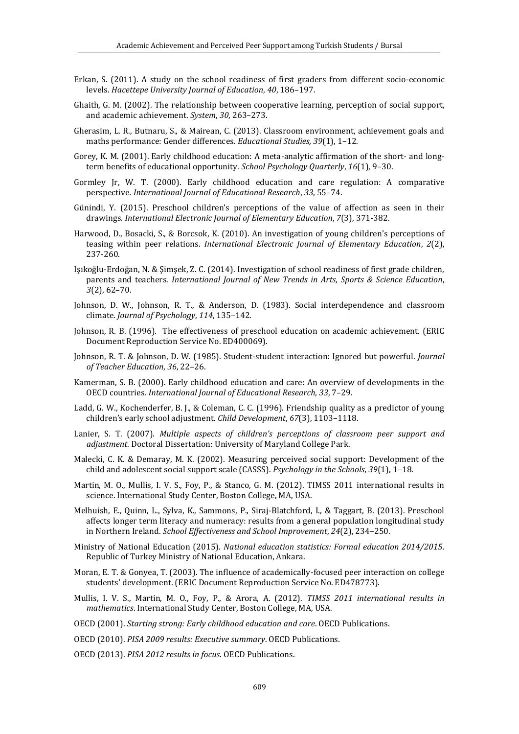Erkan, S. (2011). A study on the school readiness of first graders from different socio-economic levels. *Hacettepe University Journal of Education*, *40*, 186–197.

Ghaith, G. M. (2002). The relationship between cooperative learning, perception of social support, and academic achievement. *System*, *30*, 263–273.

Gherasim, L. R., Butnaru, S., & Mairean, C. (2013). Classroom environment, achievement goals and maths performance: Gender differences. *Educational Studies, 39*(1), 1–12.

Gorey, K. M. (2001). Early childhood education: A meta-analytic affirmation of the short- and long-term benefits of educational opportunity. *School Psychology Quarterly*, *16*(1), 9–30.

Gormley Jr, W. T. (2000). Early childhood education and care regulation: A comparative perspective. *International Journal of Educational Research*, *33*, 55–74.

Günindi, Y. (2015). Preschool children's perceptions of the value of affection as seen in their drawings. *International Electronic Journal of Elementary Education*, *7*(3), 371-382.

Harwood, D., Bosacki, S., & Borcsok, K. (2010). An investigation of young children's perceptions of teasing within peer relations. *International Electronic Journal of Elementary Education*, *2*(2), 237-260.

Işıkoğlu-Erdoğan, N. & Şimşek, Z. C. (2014). Investigation of school readiness of first grade children, parents and teachers. *International Journal of New Trends in Arts, Sports & Science Education*, *3*(2), 62–70.

Johnson, D. W., Johnson, R. T., & Anderson, D. (1983). Social interdependence and classroom climate. *Journal of Psychology*, *114*, 135–142.

Johnson, R. B. (1996). The effectiveness of preschool education on academic achievement. (ERIC Document Reproduction Service No. ED400069).

Johnson, R. T. & Johnson, D. W. (1985). Student-student interaction: Ignored but powerful. *Journal of Teacher Education*, *36*, 22–26.

Kamerman, S. B. (2000). Early childhood education and care: An overview of developments in the OECD countries. *International Journal of Educational Research*, *33*, 7–29.

Ladd, G. W., Kochenderfer, B. J., & Coleman, C. C. (1996). Friendship quality as a predictor of young children's early school adjustment. *Child Development*, *67*(3), 1103–1118.

Lanier, S. T. (2007). *Multiple aspects of children's perceptions of classroom peer support and adjustment*. Doctoral Dissertation: University of Maryland College Park.

Malecki, C. K. & Demaray, M. K. (2002). Measuring perceived social support: Development of the child and adolescent social support scale (CASSS). *Psychology in the Schools*, *39*(1), 1–18.

Martin, M. O., Mullis, I. V. S., Foy, P., & Stanco, G. M. (2012). TIMSS 2011 international results in science. International Study Center, Boston College, MA, USA.

Melhuish, E., Quinn, L., Sylva, K., Sammons, P., Siraj-Blatchford, I., & Taggart, B. (2013). Preschool affects longer term literacy and numeracy: results from a general population longitudinal study in Northern Ireland. *School Effectiveness and School Improvement*, *24*(2), 234–250.

Ministry of National Education (2015). *National education statistics: Formal education 2014/2015*. Republic of Turkey Ministry of National Education, Ankara.

Moran, E. T. & Gonyea, T. (2003). The influence of academically-focused peer interaction on college students' development. (ERIC Document Reproduction Service No. ED478773).

Mullis, I. V. S., Martin, M. O., Foy, P., & Arora, A. (2012). *TIMSS 2011 international results in mathematics*. International Study Center, Boston College, MA, USA.

OECD (2001). *Starting strong: Early childhood education and care*. OECD Publications.

OECD (2010). *PISA 2009 results: Executive summary*. OECD Publications.

OECD (2013). *PISA 2012 results in focus*. OECD Publications.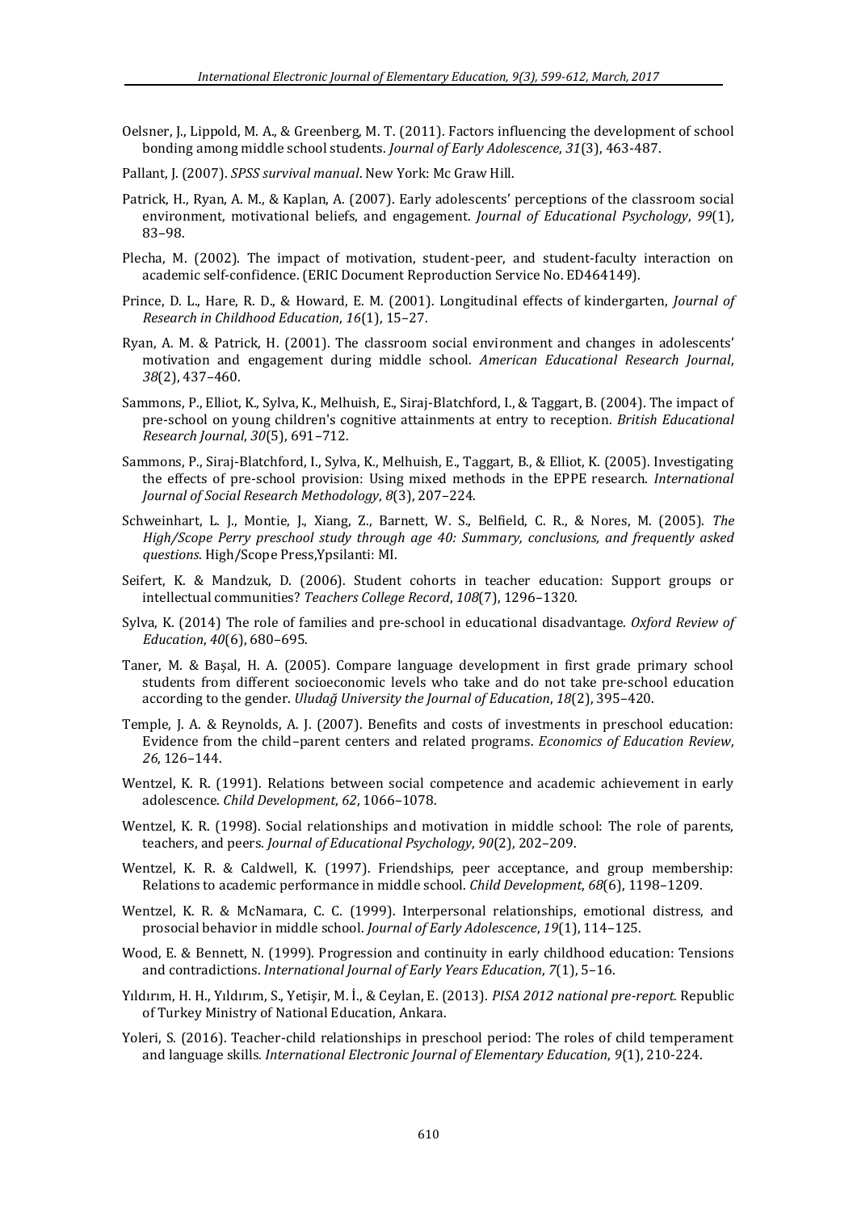Oelsner, J., Lippold, M. A., & Greenberg, M. T. (2011). Factors influencing the development of school bonding among middle school students. *Journal of Early Adolescence*, *31*(3), 463-487.

Pallant, J. (2007). *SPSS survival manual*. New York: Mc Graw Hill.

Patrick, H., Ryan, A. M., & Kaplan, A. (2007). Early adolescents' perceptions of the classroom social environment, motivational beliefs, and engagement. *Journal of Educational Psychology*, *99*(1), 83–98.

Plecha, M. (2002). The impact of motivation, student-peer, and student-faculty interaction on academic self-confidence. (ERIC Document Reproduction Service No. ED464149).

Prince, D. L., Hare, R. D., & Howard, E. M. (2001). Longitudinal effects of kindergarten, *Journal of Research in Childhood Education*, *16*(1), 15–27.

Ryan, A. M. & Patrick, H. (2001). The classroom social environment and changes in adolescents' motivation and engagement during middle school. *American Educational Research Journal*, *38*(2), 437–460.

Sammons, P., Elliot, K., Sylva, K., Melhuish, E., Siraj-Blatchford, I., & Taggart, B. (2004). The impact of pre-school on young children's cognitive attainments at entry to reception. *British Educational Research Journal*, *30*(5), 691–712.

Sammons, P., Siraj-Blatchford, I., Sylva, K., Melhuish, E., Taggart, B., & Elliot, K. (2005). Investigating the effects of pre-school provision: Using mixed methods in the EPPE research. *International Journal of Social Research Methodology*, *8*(3), 207–224.

Schweinhart, L. J., Montie, J., Xiang, Z., Barnett, W. S., Belfield, C. R., & Nores, M. (2005). *The High/Scope Perry preschool study through age 40: Summary, conclusions, and frequently asked questions*. High/Scope Press,Ypsilanti: MI.

Seifert, K. & Mandzuk, D. (2006). Student cohorts in teacher education: Support groups or intellectual communities? *Teachers College Record*, *108*(7), 1296–1320.

Sylva, K. (2014) The role of families and pre-school in educational disadvantage. *Oxford Review of Education*, *40*(6), 680–695.

Taner, M. & Başal, H. A. (2005). Compare language development in first grade primary school students from different socioeconomic levels who take and do not take pre-school education according to the gender. *Uludağ University the Journal of Education*, *18*(2), 395–420.

Temple, J. A. & Reynolds, A. J. (2007). Benefits and costs of investments in preschool education: Evidence from the child–parent centers and related programs. *Economics of Education Review*, *26*, 126–144.

Wentzel, K. R. (1991). Relations between social competence and academic achievement in early adolescence. *Child Development*, *62*, 1066–1078.

Wentzel, K. R. (1998). Social relationships and motivation in middle school: The role of parents, teachers, and peers. *Journal of Educational Psychology*, *90*(2), 202–209.

Wentzel, K. R. & Caldwell, K. (1997). Friendships, peer acceptance, and group membership: Relations to academic performance in middle school. *Child Development*, *68*(6), 1198–1209.

Wentzel, K. R. & McNamara, C. C. (1999). Interpersonal relationships, emotional distress, and prosocial behavior in middle school. *Journal of Early Adolescence*, *19*(1), 114–125.

Wood, E. & Bennett, N. (1999). Progression and continuity in early childhood education: Tensions and contradictions. *International Journal of Early Years Education*, *7*(1), 5–16.

Yıldırım, H. H., Yıldırım, S., Yetişir, M. İ., & Ceylan, E. (2013). *PISA 2012 national pre-report*. Republic of Turkey Ministry of National Education, Ankara.

Yoleri, S. (2016). Teacher-child relationships in preschool period: The roles of child temperament and language skills. *International Electronic Journal of Elementary Education*, *9*(1), 210-224.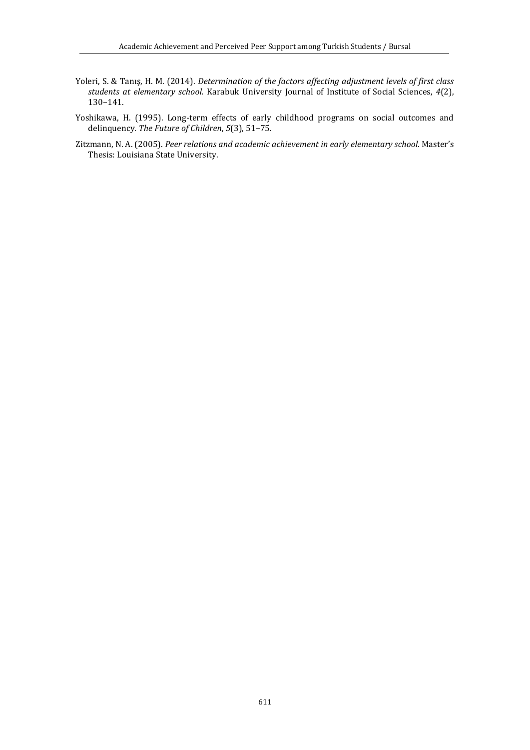Yoleri, S. & Tanış, H. M. (2014). *Determination of the factors affecting adjustment levels of first class students at elementary school.* Karabuk University Journal of Institute of Social Sciences, *4*(2), 130–141.

Yoshikawa, H. (1995). Long-term effects of early childhood programs on social outcomes and delinquency. *The Future of Children*, *5*(3), 51–75.

Zitzmann, N. A. (2005). *Peer relations and academic achievement in early elementary school*. Master's Thesis: Louisiana State University.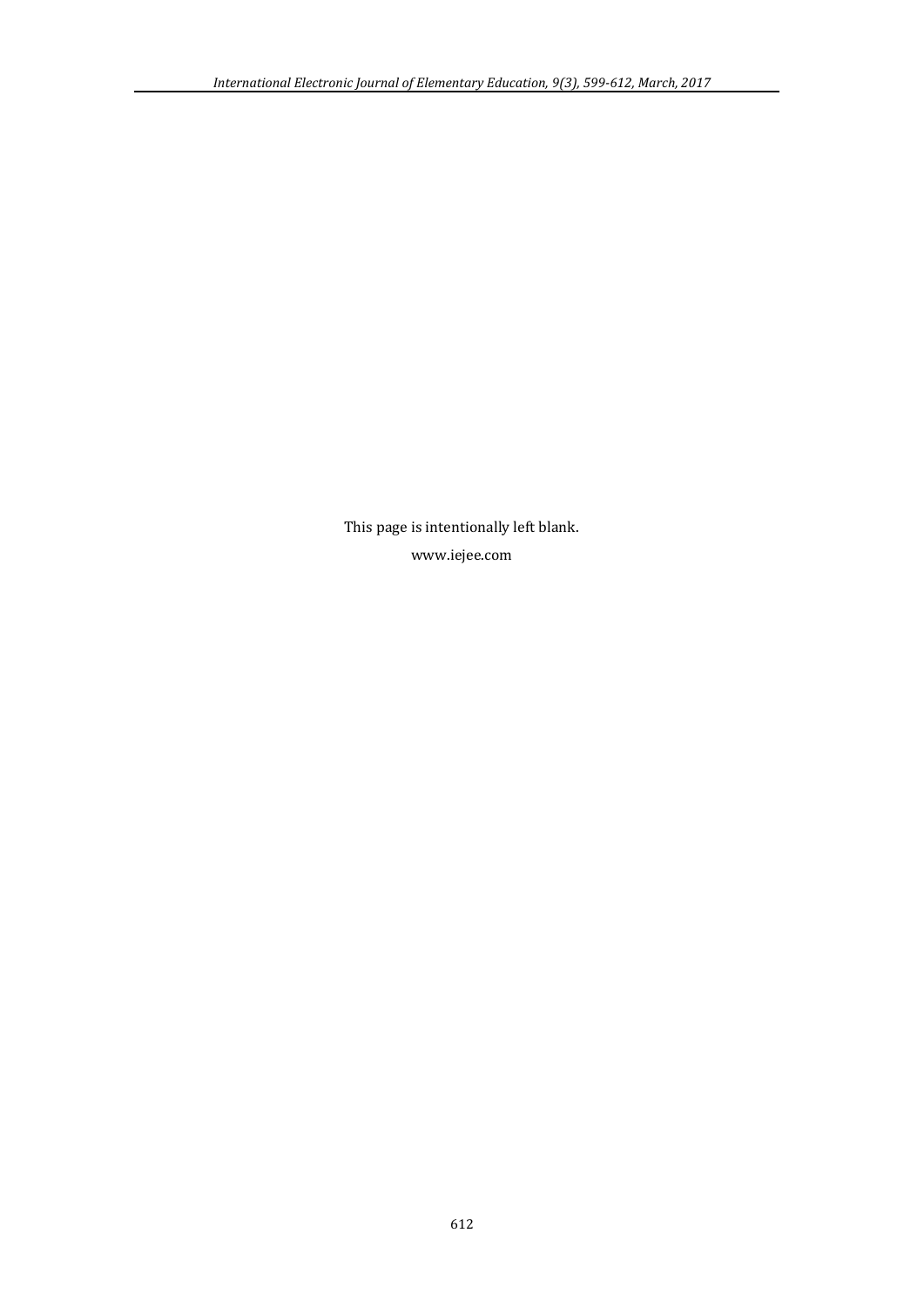This page is intentionally left blank.

www.iejee.com